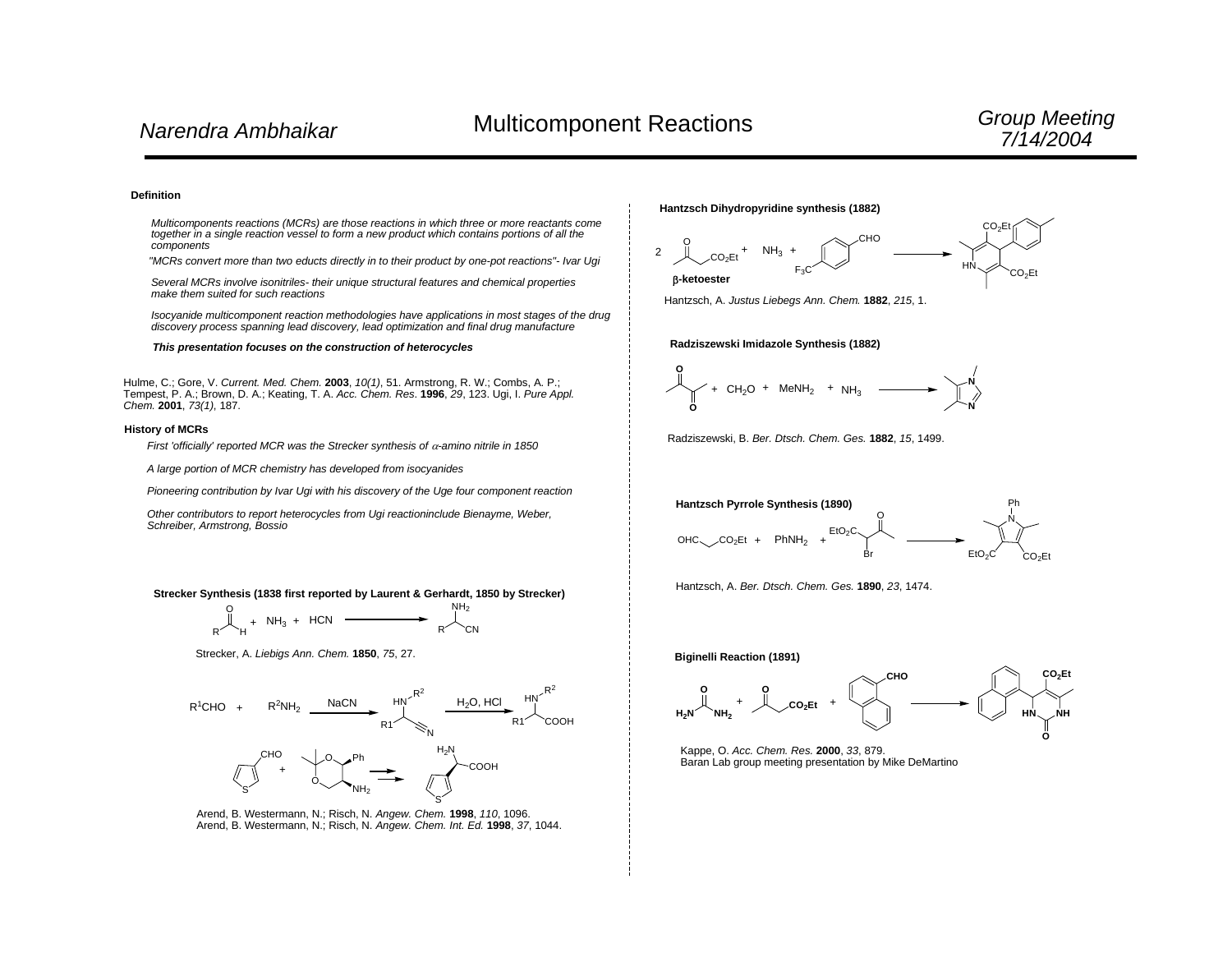# Multicomponent Reactions

Narrendra Ambhaikar — Group Meeting 7/14/2004

### Definition

*Multicomponents reactions (MCRs) are those reactions in which three or more reactants come together in a single reaction vessel to form a new product which contains portions of all the components*

*"MCRs convert more than two educts directly in to their product by one-pot reactions"- Ivar Ugi*

*Several MCRs involve isonitriles- their unique structural features and chemical properties make them suited for such reactions*

*Isocyanide multicomponent reaction methodologies have applications in most stages of the drug discovery process spanning lead discovery, lead optimization and final drug manufacture*

***This presentation focuses on the construction of heterocycles***

Hulme, C.; Gore, V. *Current. Med. Chem.* **2003**, *10(1)*, 51. Armstrong, R. W.; Combs, A. P.; Tempest, P. A.; Brown, D. A.; Keating, T. A. *Acc. Chem. Res.* **1996**, *29*, 123. Ugi, I. *Pure Appl. Chem.* **2001**, *73(1)*, 187.

### History of MCRs

*First 'officially' reported MCR was the Strecker synthesis of $\alpha$-amino nitrile in 1850*

*A large portion of MCR chemistry has developed from isocyanides*

*Pioneering contribution by Ivar Ugi with his discovery of the Uge four component reaction*

*Other contributors to report heterocycles from Ugi reactioninclude Bienayme, Weber, Schreiber, Armstrong, Bossio*

### Strecker Synthesis (1838 first reported by Laurent & Gerhardt, 1850 by Strecker)

RCHO + $NH_3$ + HCN → $RCH(NH_2)CN$

Strecker, A. *Liebigs Ann. Chem.* **1850**, *75*, 27.

$R^1CHO$ + $R^2NH_2$ —NaCN→ $R^1CH(NHR^2)CN$ —$H_2O$, HCl→ $R^1CH(NHR^2)COOH$

3-thiophenecarboxaldehyde + (chiral amino-dioxane, Ph, $NH_2$) → → 2-amino-2-(3-thienyl)acetic acid ($H_2N$, COOH)

Arend, B. Westermann, N.; Risch, N. *Angew. Chem.* **1998**, *110*, 1096.
Arend, B. Westermann, N.; Risch, N. *Angew. Chem. Int. Ed.* **1998**, *37*, 1044.

### Hantzsch Dihydropyridine synthesis (1882)

2 β-ketoester ($CH_3COCH_2CO_2Et$) + $NH_3$ + 4-$F_3C$-benzaldehyde (CHO) → 1,4-dihydropyridine ($CO_2Et$, HN, $CO_2Et$)

Hantzsch, A. *Justus Liebegs Ann. Chem.* **1882**, *215*, 1.

### Radziszewski Imidazole Synthesis (1882)

2,3-butanedione + $CH_2O$ + $MeNH_2$ + $NH_3$ → 1,4,5-trimethylimidazole

Radziszewski, B. *Ber. Dtsch. Chem. Ges.* **1882**, *15*, 1499.

### Hantzsch Pyrrole Synthesis (1890)

$OHC\text{-}CH_2\text{-}CO_2Et$ + $PhNH_2$ + $EtO_2C$-CH(Br)-$COCH_3$ → N-Ph pyrrole (two $CO_2Et$, two Me)

Hantzsch, A. *Ber. Dtsch. Chem. Ges.* **1890**, *23*, 1474.

### Biginelli Reaction (1891)

$H_2NCONH_2$ + $CH_3COCH_2CO_2Et$ + 1-naphthaldehyde (CHO) → dihydropyrimidinone ($CO_2Et$, HN, NH, O)

Kappe, O. *Acc. Chem. Res.* **2000**, *33*, 879.
Baran Lab group meeting presentation by Mike DeMartino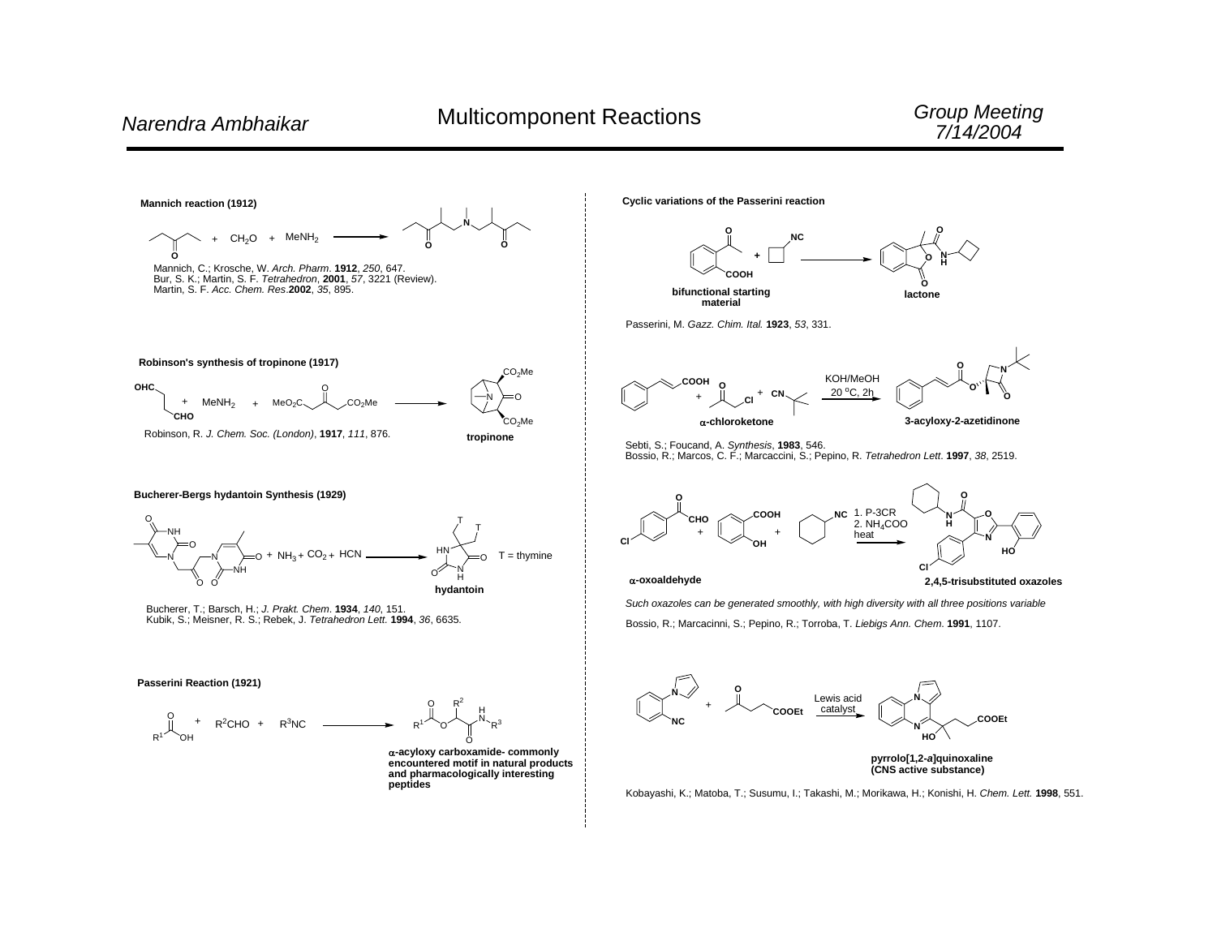# Multicomponent Reactions

**Mannich reaction (1912)**

$+ \; CH_2O \; + \; MeNH_2$

Mannich, C.; Krosche, W. *Arch. Pharm.* **1912**, *250*, 647.
Bur, S. K.; Martin, S. F. *Tetrahedron*, **2001**, *57*, 3221 (Review).
Martin, S. F. *Acc. Chem. Res.* **2002**, *35*, 895.

**Robinson's synthesis of tropinone (1917)**

OHC / CHO $+ \; MeNH_2 \; + \; MeO_2C$–C(O)–$CO_2Me$ → tropinone ($CO_2Me$, $CO_2Me$)

**tropinone**

Robinson, R. *J. Chem. Soc. (London)*, **1917**, *111*, 876.

**Bucherer-Bergs hydantoin Synthesis (1929)**

$+ \; NH_3 + CO_2 + HCN$ → **hydantoin**

T = thymine

Bucherer, T.; Barsch, H.; *J. Prakt. Chem.* **1934**, *140*, 151.
Kubik, S.; Meisner, R. S.; Rebek, J. *Tetrahedron Lett.* **1994**, *36*, 6635.

**Passerini Reaction (1921)**

$R^1COOH \; + \; R^2CHO \; + \; R^3NC$ →

**α-acyloxy carboxamide- commonly encountered motif in natural products and pharmacologically interesting peptides**

**Cyclic variations of the Passerini reaction**

**bifunctional starting material** + cyclobutyl-NC → **lactone**

Passerini, M. *Gazz. Chim. Ital.* **1923**, *53*, 331.

**α-chloroketone** + CN-tBu, KOH/MeOH, 20 °C, 2h → **3-acyloxy-2-azetidinone**

Sebti, S.; Foucand, A. *Synthesis*, **1983**, 546.
Bossio, R.; Marcos, C. F.; Marcaccini, S.; Pepino, R. *Tetrahedron Lett.* **1997**, *38*, 2519.

**α-oxoaldehyde** + salicylic acid + cyclohexyl-NC; 1. P-3CR 2. $NH_4COO$ heat → **2,4,5-trisubstituted oxazoles**

*Such oxazoles can be generated smoothly, with high diversity with all three positions variable*

Bossio, R.; Marcacinni, S.; Pepino, R.; Torroba, T. *Liebigs Ann. Chem.* **1991**, 1107.

+ COOEt, Lewis acid catalyst →

**pyrrolo[1,2-*a*]quinoxaline (CNS active substance)**

Kobayashi, K.; Matoba, T.; Susumu, I.; Takashi, M.; Morikawa, H.; Konishi, H. *Chem. Lett.* **1998**, 551.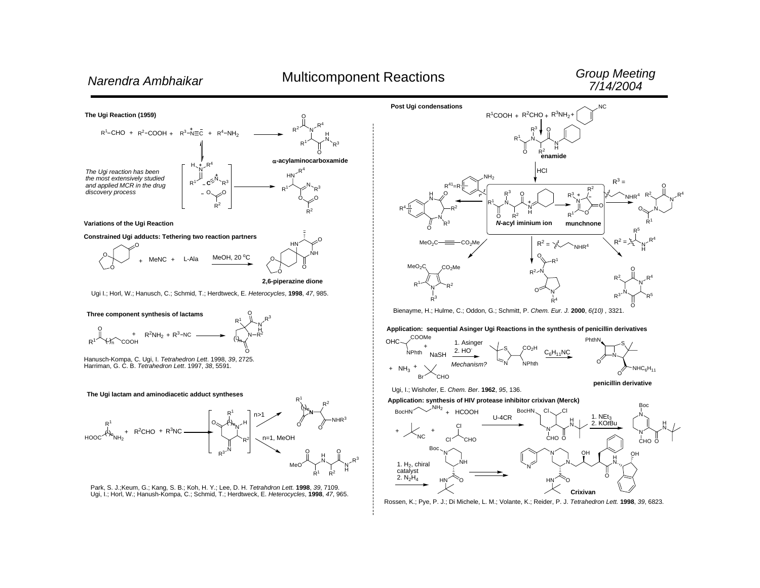# Multicomponent Reactions

Narendra Ambhaikar — Group Meeting 7/14/2004

## The Ugi Reaction (1959)

$R^1$–CHO + $R^2$–COOH + $R^3$–$\overset{+}{N}\equiv\overset{-}{C}$ + $R^4$–$NH_2$ ⟶ α-acylaminocarboxamide

*The Ugi reaction has been the most extensively studied and applied MCR in the drug discovery process*

## Variations of the Ugi Reaction

### Constrained Ugi adducts: Tethering two reaction partners

+ MeNC + L-Ala, MeOH, 20 °C ⟶ 2,6-piperazine dione

Ugi I.; Horl, W.; Hanusch, C.; Schmid, T.; Herdtweck, E. *Heterocycles*, **1998**, *47*, 985.

### Three component synthesis of lactams

+ $R^2NH_2$ + $R^3$–NC ⟶

Hanusch-Kompa, C. Ugi, I. *Tetrahedron Lett*. 1998, *39*, 2725.
Harriman, G. C. B. *Tetrahedron Lett*. 1997, *38*, 5591.

### The Ugi lactam and aminodiacetic adduct syntheses

+ $R^2$CHO + $R^3$NC ⟶ (n>1; n=1, MeOH)

Park, S. J.;Keum, G.; Kang, S. B.; Koh, H. Y.; Lee, D. H. *Tetrahdron Lett.* **1998**, *39*, 7109.
Ugi, I.; Horl, W.; Hanush-Kompa, C.; Schmid, T.; Herdtweck, E. *Heterocycles*, **1998**, *47*, 965.

## Post Ugi condensations

$R^1$COOH + $R^2$CHO + $R^3NH_2$ + (cyclohexenyl isocyanide) ⟶ enamide

HCl ⟶ *N*-acyl iminium ion ⟶ munchnone

$R^{41}$ = R; $R^2$ = $NHR^4$; $R^3$ = $NHR^4$; $R^2$ = $R^5$, $NHR^4$; $MeO_2C$–C≡C–$CO_2Me$

Bienayme, H.; Hulme, C.; Oddon, G.; Schmitt, P. *Chem. Eur. J.* **2000**, *6(10)* , 3321.

## Application: sequential Asinger Ugi Reactions in the synthesis of penicillin derivatives

OHC–CH(COOMe)(NPhth) + NaSH + $NH_3$ + (Br, CHO) — 1. Asinger; 2. $HO^-$ (*Mechanism?*) ⟶ $C_6H_{11}NC$ ⟶ penicillin derivative

Ugi, I.; Wishofer, E. *Chem. Ber*. **1962**, *95*, 136.

## Application: synthesis of HIV protease inhibitor crixivan (Merck)

BocHN–CH₂CH₂–$NH_2$ + HCOOH + t-BuNC + $Cl_2$CHCHO — U-4CR ⟶ 1. $NEt_3$; 2. KO*t*Bu ⟶

1. $H_2$, chiral catalyst; 2. $N_2H_4$ ⟶ Crixivan

Rossen, K.; Pye, P. J.; Di Michele, L. M.; Volante, K.; Reider, P. J. *Tetrahedron Lett.* **1998**, *39*, 6823.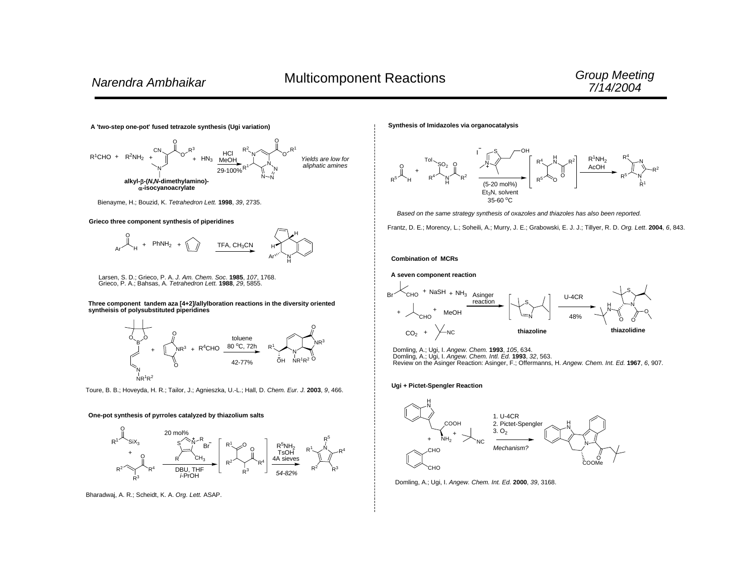### A 'two-step one-pot' fused tetrazole synthesis (Ugi variation)

$R^1CHO$ + $R^2NH_2$ + alkyl-β-(*N,N*-dimethylamino)-α-isocyanoacrylate + $HN_3$ → (HCl, MeOH, 29-100%)

*Yields are low for aliphatic amines*

Bienayme, H.; Bouzid, K. *Tetrahedron Lett.* **1998**, *39*, 2735.

### Grieco three component synthesis of piperidines

ArCHO + $PhNH_2$ + cyclopentadiene → (TFA, $CH_3CN$)

Larsen, S. D.; Grieco, P. A. *J. Am. Chem. Soc.* **1985**, *107*, 1768.
Grieco, P. A.; Bahsas, A. *Tetrahedron Lett.* **1988**, *29*, 5855.

### Three component tandem aza [4+2]/allylboration reactions in the diversity oriented syntheis of polysubstituted piperidines

+ $NR^3$ maleimide + $R^4CHO$ → (toluene, 80 °C, 72h, 42-77%)

Toure, B. B.; Hoveyda, H. R.; Tailor, J.; Agnieszka, U.-L.; Hall, D. *Chem. Eur. J.* **2003**, *9*, 466.

### One-pot synthesis of pyrroles catalyzed by thiazolium salts

$R^1C(O)SiX_3$ + enone → (20 mol% thiazolium salt, DBU, THF, *i*-PrOH) → 1,4-dicarbonyl → ($R^5NH_2$, TsOH, 4A sieves, *54-82%*) → pyrrole

Bharadwaj, A. R.; Scheidt, K. A. *Org. Lett.* ASAP.

### Synthesis of Imidazoles via organocatalysis

$R^5CHO$ + Tol-$SO_2$ amide → (thiazolium iodide (5-20 mol%), $Et_3N$, solvent, 35-60 °C) → [α-ketoamide] → ($R^1NH_2$, AcOH) → imidazole

*Based on the same strategy synthesis of oxazoles and thiazoles has also been reported.*

Frantz, D. E.; Morency, L.; Soheili, A.; Murry, J. E.; Grabowski, E. J. J.; Tillyer, R. D. *Org. Lett.* **2004**, *6*, 843.

### Combination of MCRs

#### A seven component reaction

+ NaSH + $NH_3$ + isobutyraldehyde + MeOH + $CO_2$ + *t*-BuNC → (Asinger reaction) → [thiazoline] → (U-4CR, 48%) → thiazolidine

Domling, A.; Ugi, I. *Angew. Chem.* **1993**, *105*, 634.
Domling, A.; Ugi, I. *Angew. Chem. Intl. Ed.* **1993**, *32*, 563.
Review on the Asinger Reaction: Asinger, F.; Offermanns, H. *Angew. Chem. Int. Ed.* **1967**, *6*, 907.

#### Ugi + Pictet-Spengler Reaction

Tryptophan + *t*-BuNC + phthalaldehyde → 1. U-4CR 2. Pictet-Spengler 3. $O_2$

*Mechanism?*

Domling, A.; Ugi, I. *Angew. Chem. Int. Ed.* **2000**, *39*, 3168.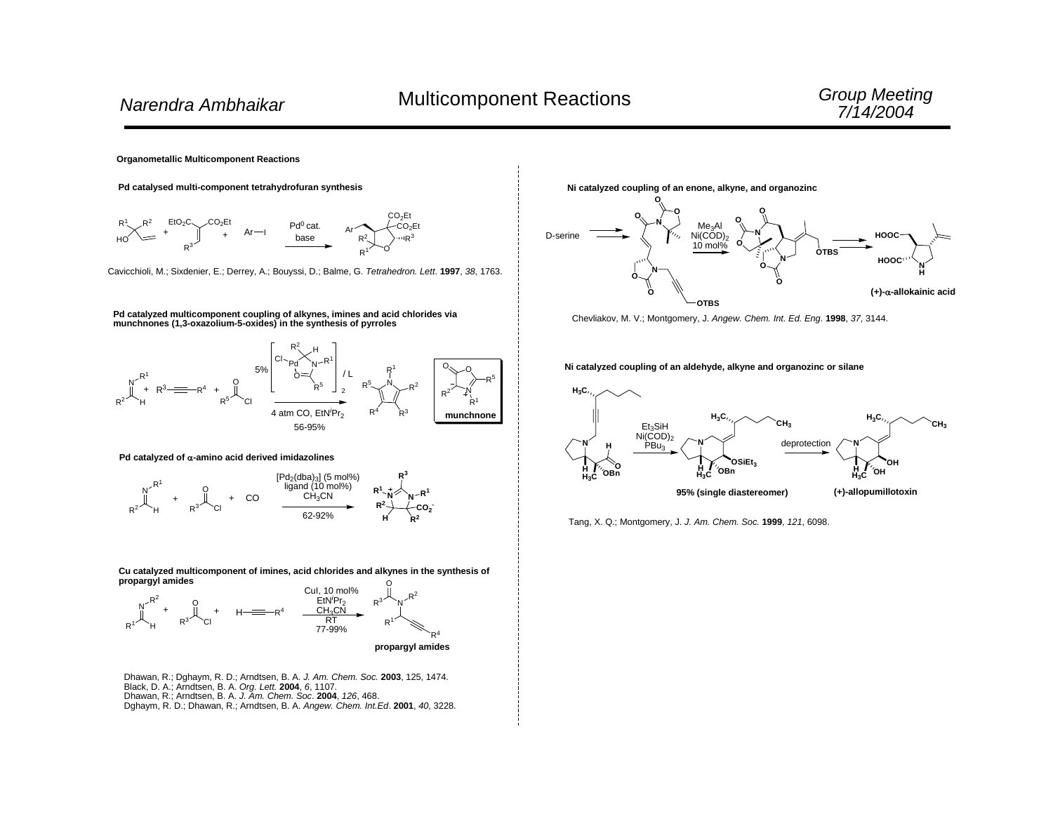## Organometallic Multicomponent Reactions

### Pd catalysed multi-component tetrahydrofuran synthesis

Pd$^0$ cat., base

Cavicchioli, M.; Sixdenier, E.; Derrey, A.; Bouyssi, D.; Balme, G. *Tetrahedron. Lett*. **1997**, *38*, 1763.

### Pd catalyzed multicomponent coupling of alkynes, imines and acid chlorides via munchnones (1,3-oxazolium-5-oxides) in the synthesis of pyrroles

5% [Pd complex]$_2$ / L

4 atm CO, EtN$^i$Pr$_2$

56-95%

**munchnone**

### Pd catalyzed of $\alpha$-amino acid derived imidazolines

[Pd$_2$(dba)$_3$] (5 mol%)
ligand (10 mol%)
$CH_3CN$

62-92%

### Cu catalyzed multicomponent of imines, acid chlorides and alkynes in the synthesis of propargyl amides

CuI, 10 mol%
EtN$^i$Pr$_2$
$CH_3CN$
RT
77-99%

**propargyl amides**

Dhawan, R.; Dghaym, R. D.; Arndtsen, B. A. *J. Am. Chem. Soc.* **2003**, 125, 1474.
Black, D. A.; Arndtsen, B. A. *Org. Lett.* **2004**, *6*, 1107.
Dhawan, R.; Arndtsen, B. A. *J. Am. Chem. Soc.* **2004**, *126*, 468.
Dghaym, R. D.; Dhawan, R.; Arndtsen, B. A. *Angew. Chem. Int.Ed*. **2001**, *40*, 3228.

### Ni catalyzed coupling of an enone, alkyne, and organozinc

D-serine → → Me$_3$Al, Ni(COD)$_2$ 10 mol% → → **(+)-$\alpha$-allokainic acid**

Chevliakov, M. V.; Montgomery, J. *Angew. Chem. Int. Ed. Eng.* **1998**, *37*, 3144.

### Ni catalyzed coupling of an aldehyde, alkyne and organozinc or silane

$Et_3SiH$, Ni(COD)$_2$, PBu$_3$ → **95% (single diastereomer)** → deprotection → **(+)-allopumillotoxin**

Tang, X. Q.; Montgomery, J. *J. Am. Chem. Soc.* **1999**, *121*, 6098.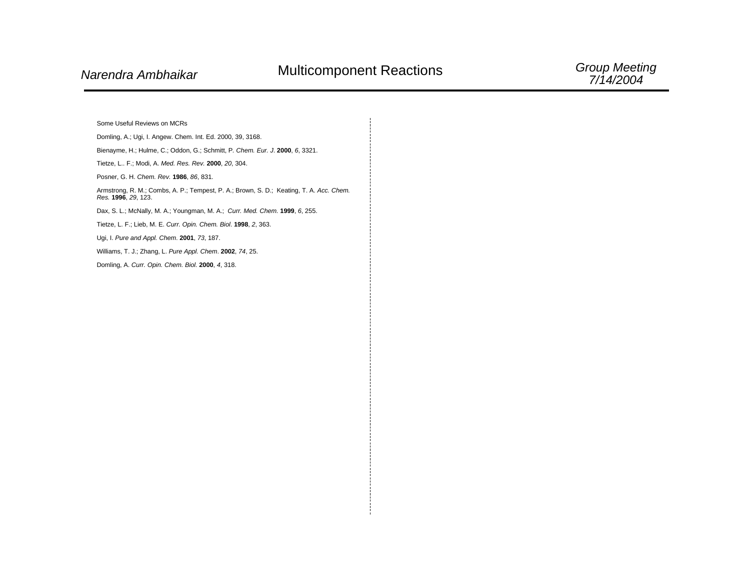Some Useful Reviews on MCRs

Domling, A.; Ugi, I. Angew. Chem. Int. Ed. 2000, 39, 3168.

Bienayme, H.; Hulme, C.; Oddon, G.; Schmitt, P. *Chem. Eur. J.* **2000**, *6*, 3321.

Tietze, L.. F.; Modi, A. *Med. Res. Rev.* **2000**, *20*, 304.

Posner, G. H. *Chem. Rev.* **1986**, *86*, 831.

Armstrong, R. M.; Combs, A. P.; Tempest, P. A.; Brown, S. D.; Keating, T. A. *Acc. Chem. Res.* **1996**, *29*, 123.

Dax, S. L.; McNally, M. A.; Youngman, M. A.; *Curr. Med. Chem.* **1999**, *6*, 255.

Tietze, L. F.; Lieb, M. E. *Curr. Opin. Chem. Biol*. **1998**, *2*, 363.

Ugi, I. *Pure and Appl. Chem*. **2001**, *73*, 187.

Williams, T. J.; Zhang, L. *Pure Appl. Chem*. **2002**, *74*, 25.

Domling, A. *Curr. Opin. Chem. Biol.* **2000**, *4*, 318.